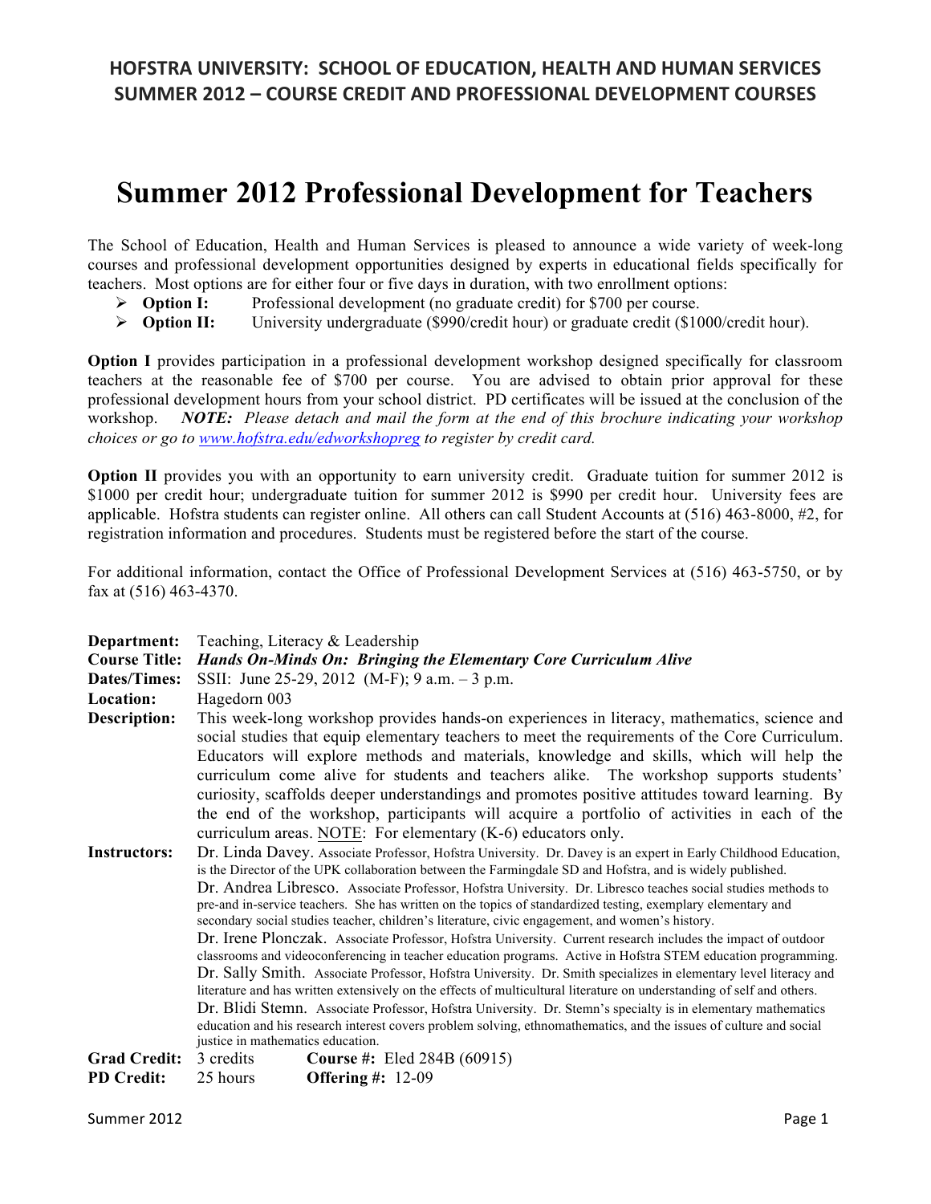## HOFSTRA UNIVERSITY: SCHOOL OF EDUCATION, HEALTH AND HUMAN SERVICES
## SUMMER 2012 – COURSE CREDIT AND PROFESSIONAL DEVELOPMENT COURSES

# Summer 2012 Professional Development for Teachers

The School of Education, Health and Human Services is pleased to announce a wide variety of week-long courses and professional development opportunities designed by experts in educational fields specifically for teachers. Most options are for either four or five days in duration, with two enrollment options:

- **Option I:** Professional development (no graduate credit) for $700 per course.
- **Option II:** University undergraduate ($990/credit hour) or graduate credit ($1000/credit hour).

**Option I** provides participation in a professional development workshop designed specifically for classroom teachers at the reasonable fee of $700 per course. You are advised to obtain prior approval for these professional development hours from your school district. PD certificates will be issued at the conclusion of the workshop. ***NOTE:*** *Please detach and mail the form at the end of this brochure indicating your workshop choices or go to [www.hofstra.edu/edworkshopreg](www.hofstra.edu/edworkshopreg) to register by credit card.*

**Option II** provides you with an opportunity to earn university credit. Graduate tuition for summer 2012 is $1000 per credit hour; undergraduate tuition for summer 2012 is $990 per credit hour. University fees are applicable. Hofstra students can register online. All others can call Student Accounts at (516) 463-8000, #2, for registration information and procedures. Students must be registered before the start of the course.

For additional information, contact the Office of Professional Development Services at (516) 463-5750, or by fax at (516) 463-4370.

**Department:** Teaching, Literacy & Leadership

**Course Title:** ***Hands On-Minds On: Bringing the Elementary Core Curriculum Alive***

**Dates/Times:** SSII: June 25-29, 2012 (M-F); 9 a.m. – 3 p.m.

**Location:** Hagedorn 003

**Description:** This week-long workshop provides hands-on experiences in literacy, mathematics, science and social studies that equip elementary teachers to meet the requirements of the Core Curriculum. Educators will explore methods and materials, knowledge and skills, which will help the curriculum come alive for students and teachers alike. The workshop supports students' curiosity, scaffolds deeper understandings and promotes positive attitudes toward learning. By the end of the workshop, participants will acquire a portfolio of activities in each of the curriculum areas. NOTE: For elementary (K-6) educators only.

**Instructors:**

Dr. Linda Davey. Associate Professor, Hofstra University. Dr. Davey is an expert in Early Childhood Education, is the Director of the UPK collaboration between the Farmingdale SD and Hofstra, and is widely published.

Dr. Andrea Libresco. Associate Professor, Hofstra University. Dr. Libresco teaches social studies methods to pre-and in-service teachers. She has written on the topics of standardized testing, exemplary elementary and secondary social studies teacher, children's literature, civic engagement, and women's history.

Dr. Irene Plonczak. Associate Professor, Hofstra University. Current research includes the impact of outdoor classrooms and videoconferencing in teacher education programs. Active in Hofstra STEM education programming.

Dr. Sally Smith. Associate Professor, Hofstra University. Dr. Smith specializes in elementary level literacy and literature and has written extensively on the effects of multicultural literature on understanding of self and others.

Dr. Blidi Stemn. Associate Professor, Hofstra University. Dr. Stemn's specialty is in elementary mathematics education and his research interest covers problem solving, ethnomathematics, and the issues of culture and social justice in mathematics education.

**Grad Credit:** 3 credits **Course #:** Eled 284B (60915)

**PD Credit:** 25 hours **Offering #:** 12-09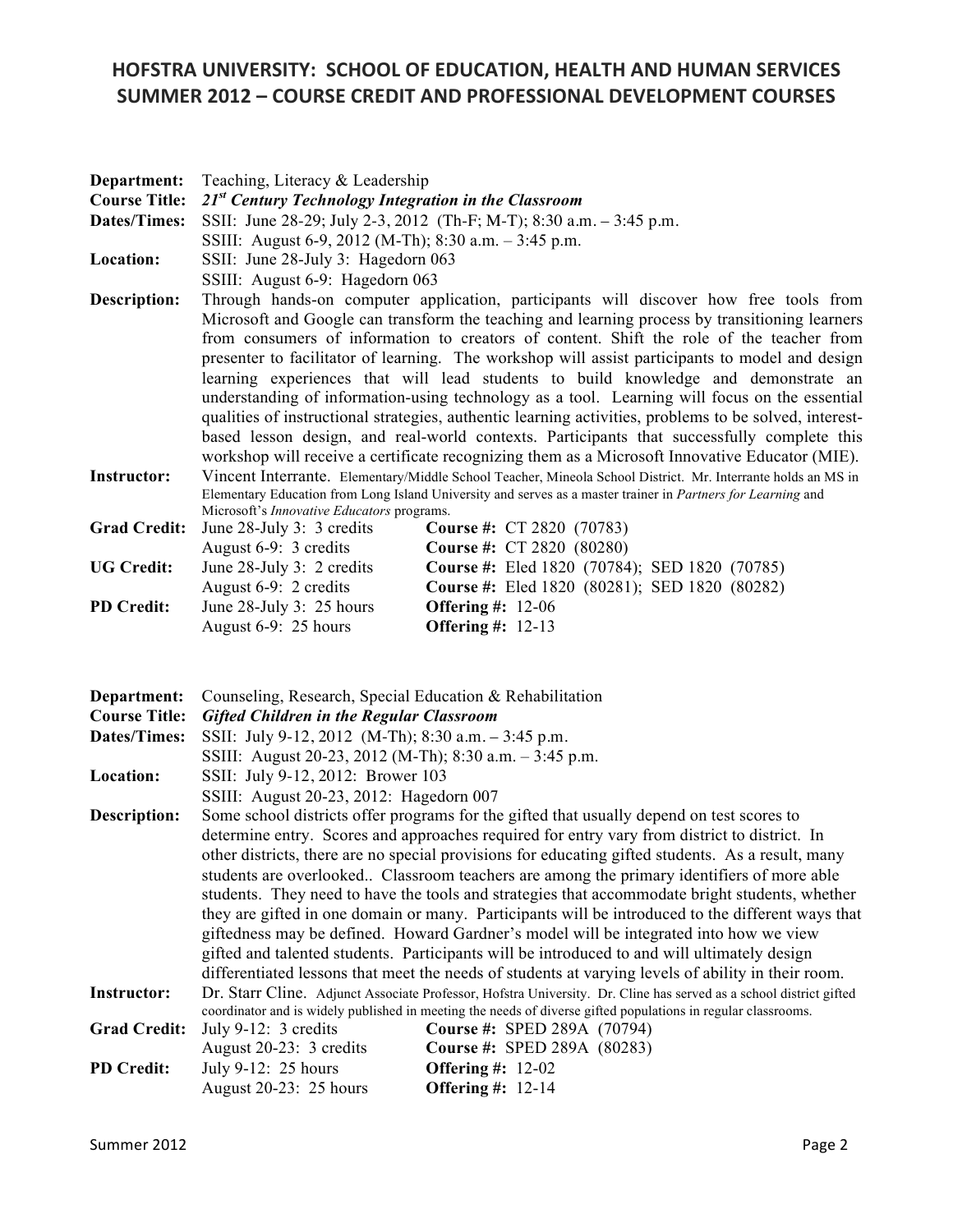## HOFSTRA UNIVERSITY: SCHOOL OF EDUCATION, HEALTH AND HUMAN SERVICES
## SUMMER 2012 – COURSE CREDIT AND PROFESSIONAL DEVELOPMENT COURSES

**Department:** Teaching, Literacy & Leadership

**Course Title:** ***21st Century Technology Integration in the Classroom***

**Dates/Times:** SSII: June 28-29; July 2-3, 2012 (Th-F; M-T); 8:30 a.m. – 3:45 p.m.
SSIII: August 6-9, 2012 (M-Th); 8:30 a.m. – 3:45 p.m.

**Location:** SSII: June 28-July 3: Hagedorn 063
SSIII: August 6-9: Hagedorn 063

**Description:** Through hands-on computer application, participants will discover how free tools from Microsoft and Google can transform the teaching and learning process by transitioning learners from consumers of information to creators of content. Shift the role of the teacher from presenter to facilitator of learning. The workshop will assist participants to model and design learning experiences that will lead students to build knowledge and demonstrate an understanding of information-using technology as a tool. Learning will focus on the essential qualities of instructional strategies, authentic learning activities, problems to be solved, interest-based lesson design, and real-world contexts. Participants that successfully complete this workshop will receive a certificate recognizing them as a Microsoft Innovative Educator (MIE).

**Instructor:** Vincent Interrante. Elementary/Middle School Teacher, Mineola School District. Mr. Interrante holds an MS in Elementary Education from Long Island University and serves as a master trainer in *Partners for Learning* and Microsoft's *Innovative Educators* programs.

**Grad Credit:** June 28-July 3: 3 credits — **Course #:** CT 2820 (70783)
August 6-9: 3 credits — **Course #:** CT 2820 (80280)

**UG Credit:** June 28-July 3: 2 credits — **Course #:** Eled 1820 (70784); SED 1820 (70785)
August 6-9: 2 credits — **Course #:** Eled 1820 (80281); SED 1820 (80282)

**PD Credit:** June 28-July 3: 25 hours — **Offering #:** 12-06
August 6-9: 25 hours — **Offering #:** 12-13

---

**Department:** Counseling, Research, Special Education & Rehabilitation

**Course Title:** ***Gifted Children in the Regular Classroom***

**Dates/Times:** SSII: July 9-12, 2012 (M-Th); 8:30 a.m. – 3:45 p.m.
SSIII: August 20-23, 2012 (M-Th); 8:30 a.m. – 3:45 p.m.

**Location:** SSII: July 9-12, 2012: Brower 103
SSIII: August 20-23, 2012: Hagedorn 007

**Description:** Some school districts offer programs for the gifted that usually depend on test scores to determine entry. Scores and approaches required for entry vary from district to district. In other districts, there are no special provisions for educating gifted students. As a result, many students are overlooked.. Classroom teachers are among the primary identifiers of more able students. They need to have the tools and strategies that accommodate bright students, whether they are gifted in one domain or many. Participants will be introduced to the different ways that giftedness may be defined. Howard Gardner's model will be integrated into how we view gifted and talented students. Participants will be introduced to and will ultimately design differentiated lessons that meet the needs of students at varying levels of ability in their room.

**Instructor:** Dr. Starr Cline. Adjunct Associate Professor, Hofstra University. Dr. Cline has served as a school district gifted coordinator and is widely published in meeting the needs of diverse gifted populations in regular classrooms.

**Grad Credit:** July 9-12: 3 credits — **Course #:** SPED 289A (70794)
August 20-23: 3 credits — **Course #:** SPED 289A (80283)

**PD Credit:** July 9-12: 25 hours — **Offering #:** 12-02
August 20-23: 25 hours — **Offering #:** 12-14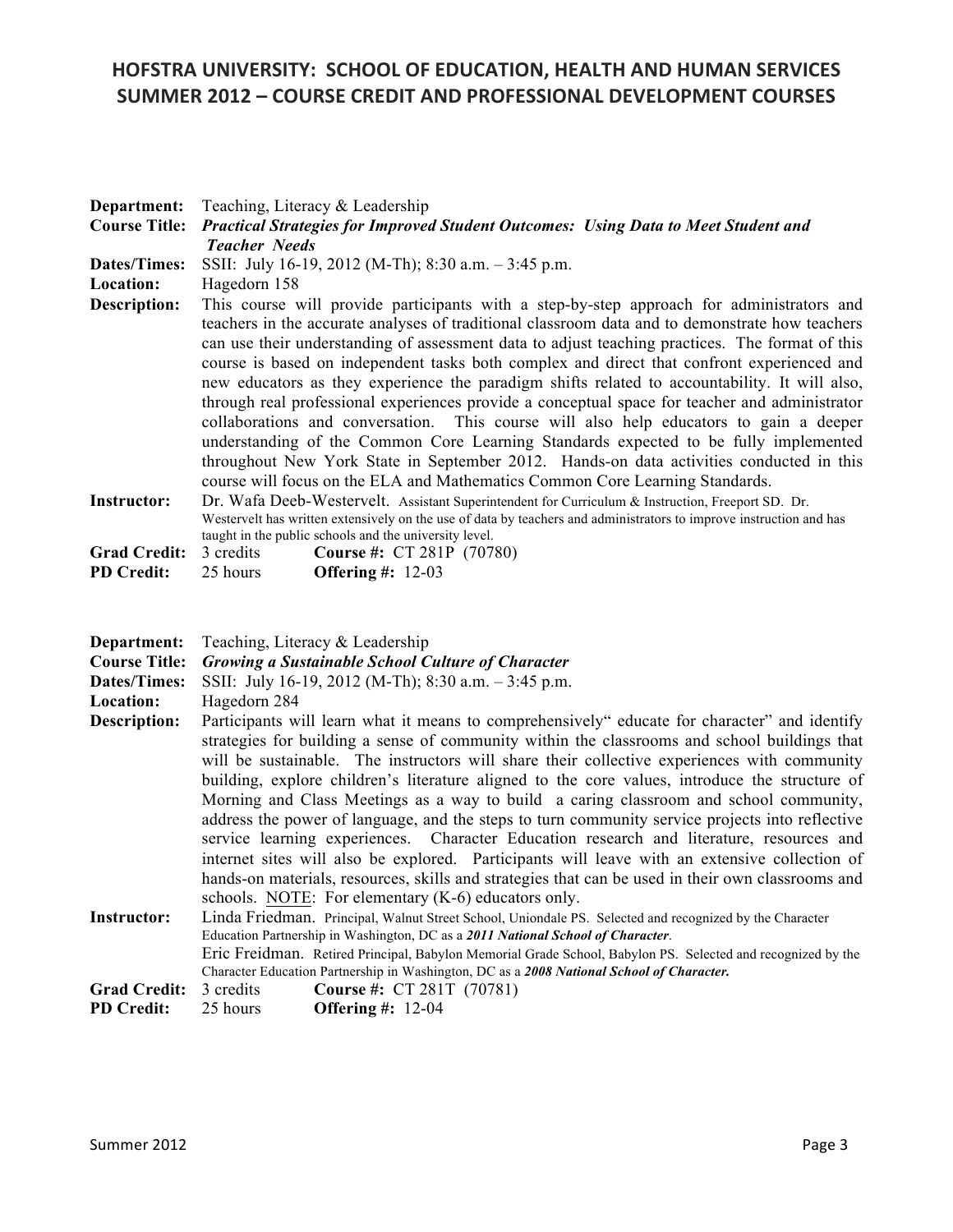# HOFSTRA UNIVERSITY: SCHOOL OF EDUCATION, HEALTH AND HUMAN SERVICES
## SUMMER 2012 – COURSE CREDIT AND PROFESSIONAL DEVELOPMENT COURSES

**Department:** Teaching, Literacy & Leadership

**Course Title:** ***Practical Strategies for Improved Student Outcomes: Using Data to Meet Student and Teacher Needs***

**Dates/Times:** SSII: July 16-19, 2012 (M-Th); 8:30 a.m. – 3:45 p.m.

**Location:** Hagedorn 158

**Description:** This course will provide participants with a step-by-step approach for administrators and teachers in the accurate analyses of traditional classroom data and to demonstrate how teachers can use their understanding of assessment data to adjust teaching practices. The format of this course is based on independent tasks both complex and direct that confront experienced and new educators as they experience the paradigm shifts related to accountability. It will also, through real professional experiences provide a conceptual space for teacher and administrator collaborations and conversation. This course will also help educators to gain a deeper understanding of the Common Core Learning Standards expected to be fully implemented throughout New York State in September 2012. Hands-on data activities conducted in this course will focus on the ELA and Mathematics Common Core Learning Standards.

**Instructor:** Dr. Wafa Deeb-Westervelt. Assistant Superintendent for Curriculum & Instruction, Freeport SD. Dr. Westervelt has written extensively on the use of data by teachers and administrators to improve instruction and has taught in the public schools and the university level.

**Grad Credit:** 3 credits **Course #:** CT 281P (70780)

**PD Credit:** 25 hours **Offering #:** 12-03

---

**Department:** Teaching, Literacy & Leadership

**Course Title:** ***Growing a Sustainable School Culture of Character***

**Dates/Times:** SSII: July 16-19, 2012 (M-Th); 8:30 a.m. – 3:45 p.m.

**Location:** Hagedorn 284

**Description:** Participants will learn what it means to comprehensively" educate for character" and identify strategies for building a sense of community within the classrooms and school buildings that will be sustainable. The instructors will share their collective experiences with community building, explore children's literature aligned to the core values, introduce the structure of Morning and Class Meetings as a way to build a caring classroom and school community, address the power of language, and the steps to turn community service projects into reflective service learning experiences. Character Education research and literature, resources and internet sites will also be explored. Participants will leave with an extensive collection of hands-on materials, resources, skills and strategies that can be used in their own classrooms and schools. NOTE: For elementary (K-6) educators only.

**Instructor:** Linda Friedman. Principal, Walnut Street School, Uniondale PS. Selected and recognized by the Character Education Partnership in Washington, DC as a ***2011 National School of Character***.
Eric Freidman. Retired Principal, Babylon Memorial Grade School, Babylon PS. Selected and recognized by the Character Education Partnership in Washington, DC as a ***2008 National School of Character.***

**Grad Credit:** 3 credits **Course #:** CT 281T (70781)

**PD Credit:** 25 hours **Offering #:** 12-04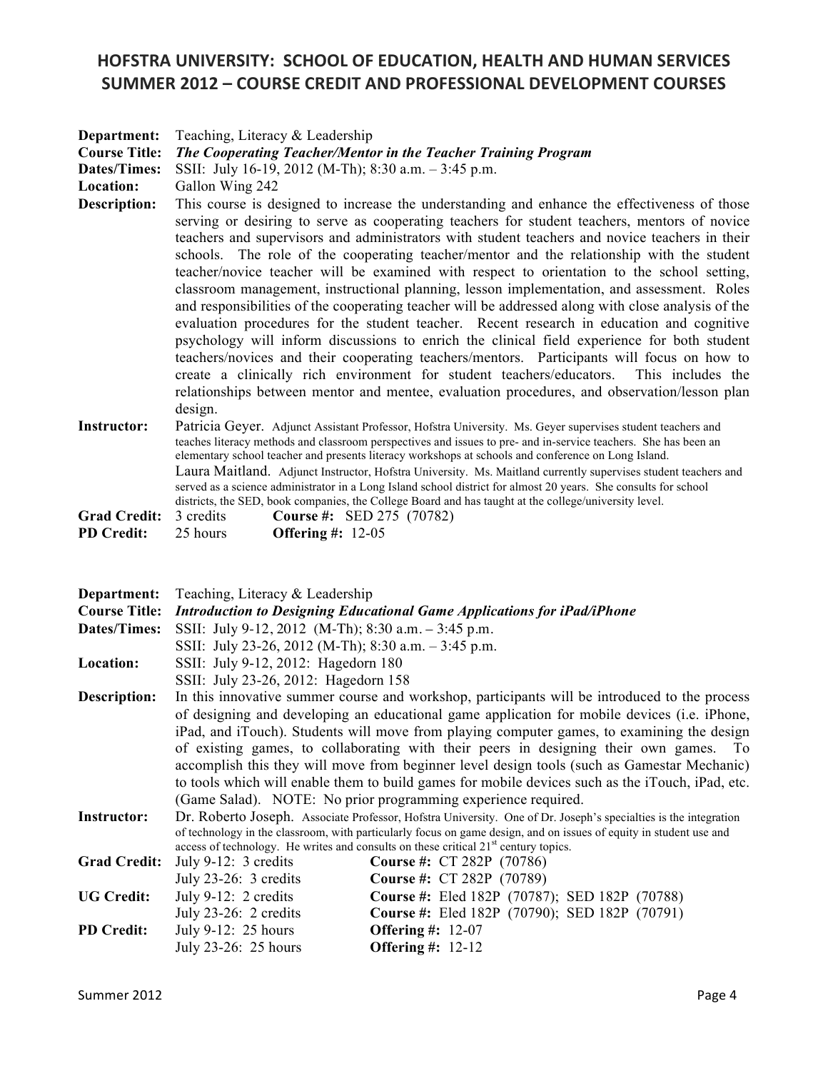## HOFSTRA UNIVERSITY: SCHOOL OF EDUCATION, HEALTH AND HUMAN SERVICES
## SUMMER 2012 – COURSE CREDIT AND PROFESSIONAL DEVELOPMENT COURSES

**Department:** Teaching, Literacy & Leadership

**Course Title:** ***The Cooperating Teacher/Mentor in the Teacher Training Program***

**Dates/Times:** SSII: July 16-19, 2012 (M-Th); 8:30 a.m. – 3:45 p.m.

**Location:** Gallon Wing 242

**Description:** This course is designed to increase the understanding and enhance the effectiveness of those serving or desiring to serve as cooperating teachers for student teachers, mentors of novice teachers and supervisors and administrators with student teachers and novice teachers in their schools. The role of the cooperating teacher/mentor and the relationship with the student teacher/novice teacher will be examined with respect to orientation to the school setting, classroom management, instructional planning, lesson implementation, and assessment. Roles and responsibilities of the cooperating teacher will be addressed along with close analysis of the evaluation procedures for the student teacher. Recent research in education and cognitive psychology will inform discussions to enrich the clinical field experience for both student teachers/novices and their cooperating teachers/mentors. Participants will focus on how to create a clinically rich environment for student teachers/educators. This includes the relationships between mentor and mentee, evaluation procedures, and observation/lesson plan design.

**Instructor:** Patricia Geyer. Adjunct Assistant Professor, Hofstra University. Ms. Geyer supervises student teachers and teaches literacy methods and classroom perspectives and issues to pre- and in-service teachers. She has been an elementary school teacher and presents literacy workshops at schools and conference on Long Island.
Laura Maitland. Adjunct Instructor, Hofstra University. Ms. Maitland currently supervises student teachers and served as a science administrator in a Long Island school district for almost 20 years. She consults for school districts, the SED, book companies, the College Board and has taught at the college/university level.

**Grad Credit:** 3 credits **Course #:** SED 275 (70782)

**PD Credit:** 25 hours **Offering #:** 12-05

---

**Department:** Teaching, Literacy & Leadership

**Course Title:** ***Introduction to Designing Educational Game Applications for iPad/iPhone***

**Dates/Times:** SSII: July 9-12, 2012 (M-Th); 8:30 a.m. – 3:45 p.m.
SSII: July 23-26, 2012 (M-Th); 8:30 a.m. – 3:45 p.m.

**Location:** SSII: July 9-12, 2012: Hagedorn 180
SSII: July 23-26, 2012: Hagedorn 158

**Description:** In this innovative summer course and workshop, participants will be introduced to the process of designing and developing an educational game application for mobile devices (i.e. iPhone, iPad, and iTouch). Students will move from playing computer games, to examining the design of existing games, to collaborating with their peers in designing their own games. To accomplish this they will move from beginner level design tools (such as Gamestar Mechanic) to tools which will enable them to build games for mobile devices such as the iTouch, iPad, etc. (Game Salad). NOTE: No prior programming experience required.

**Instructor:** Dr. Roberto Joseph. Associate Professor, Hofstra University. One of Dr. Joseph's specialties is the integration of technology in the classroom, with particularly focus on game design, and on issues of equity in student use and access of technology. He writes and consults on these critical 21st century topics.

**Grad Credit:** July 9-12: 3 credits **Course #:** CT 282P (70786)
July 23-26: 3 credits **Course #:** CT 282P (70789)

**UG Credit:** July 9-12: 2 credits **Course #:** Eled 182P (70787); SED 182P (70788)
July 23-26: 2 credits **Course #:** Eled 182P (70790); SED 182P (70791)

**PD Credit:** July 9-12: 25 hours **Offering #:** 12-07
July 23-26: 25 hours **Offering #:** 12-12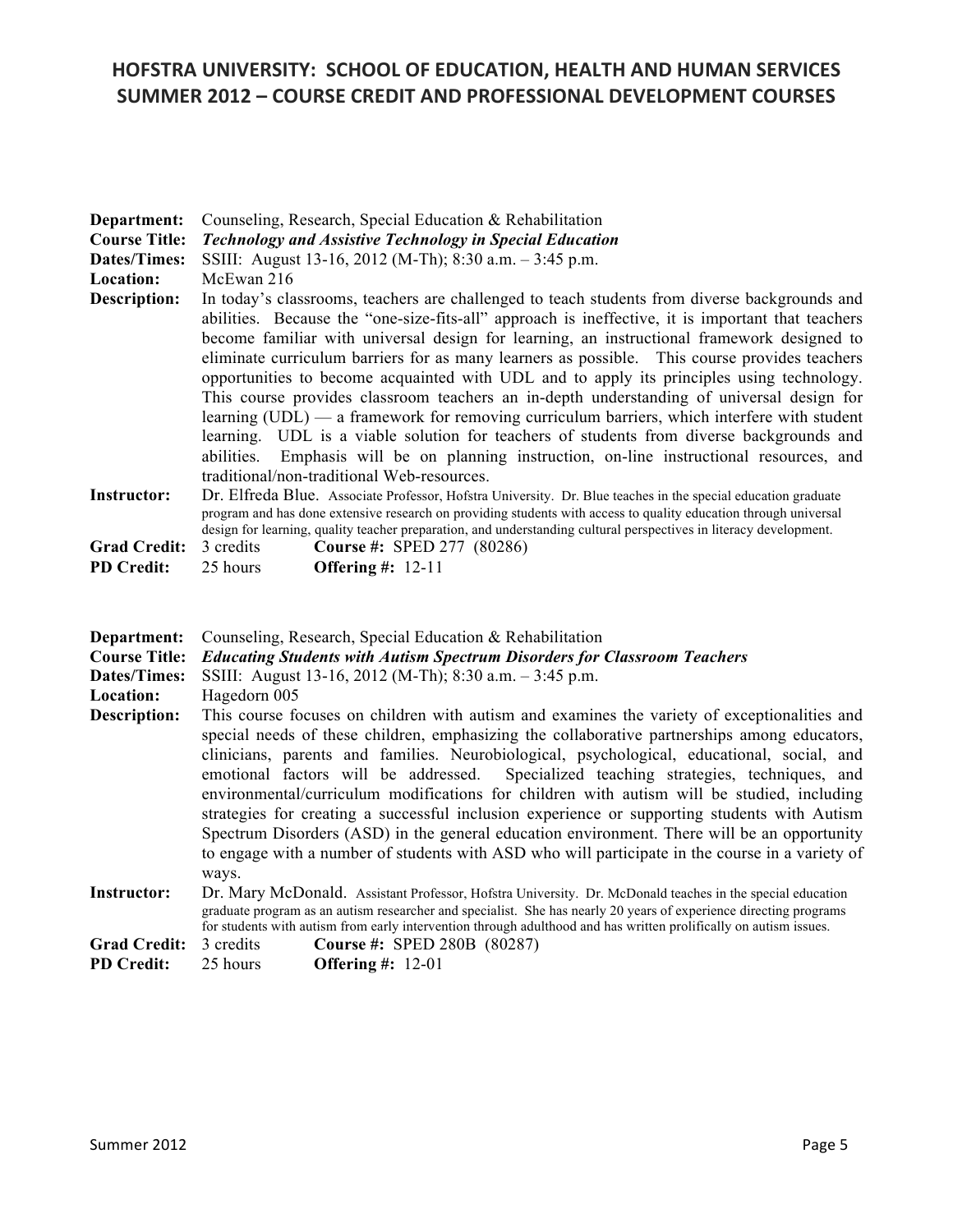**Department:** Counseling, Research, Special Education & Rehabilitation
**Course Title:** ***Technology and Assistive Technology in Special Education***
**Dates/Times:** SSIII: August 13-16, 2012 (M-Th); 8:30 a.m. – 3:45 p.m.
**Location:** McEwan 216
**Description:** In today's classrooms, teachers are challenged to teach students from diverse backgrounds and abilities. Because the "one-size-fits-all" approach is ineffective, it is important that teachers become familiar with universal design for learning, an instructional framework designed to eliminate curriculum barriers for as many learners as possible. This course provides teachers opportunities to become acquainted with UDL and to apply its principles using technology. This course provides classroom teachers an in-depth understanding of universal design for learning (UDL) — a framework for removing curriculum barriers, which interfere with student learning. UDL is a viable solution for teachers of students from diverse backgrounds and abilities. Emphasis will be on planning instruction, on-line instructional resources, and traditional/non-traditional Web-resources.
**Instructor:** Dr. Elfreda Blue. Associate Professor, Hofstra University. Dr. Blue teaches in the special education graduate program and has done extensive research on providing students with access to quality education through universal design for learning, quality teacher preparation, and understanding cultural perspectives in literacy development.
**Grad Credit:** 3 credits **Course #:** SPED 277 (80286)
**PD Credit:** 25 hours **Offering #:** 12-11

**Department:** Counseling, Research, Special Education & Rehabilitation
**Course Title:** ***Educating Students with Autism Spectrum Disorders for Classroom Teachers***
**Dates/Times:** SSIII: August 13-16, 2012 (M-Th); 8:30 a.m. – 3:45 p.m.
**Location:** Hagedorn 005
**Description:** This course focuses on children with autism and examines the variety of exceptionalities and special needs of these children, emphasizing the collaborative partnerships among educators, clinicians, parents and families. Neurobiological, psychological, educational, social, and emotional factors will be addressed. Specialized teaching strategies, techniques, and environmental/curriculum modifications for children with autism will be studied, including strategies for creating a successful inclusion experience or supporting students with Autism Spectrum Disorders (ASD) in the general education environment. There will be an opportunity to engage with a number of students with ASD who will participate in the course in a variety of ways.
**Instructor:** Dr. Mary McDonald. Assistant Professor, Hofstra University. Dr. McDonald teaches in the special education graduate program as an autism researcher and specialist. She has nearly 20 years of experience directing programs for students with autism from early intervention through adulthood and has written prolifically on autism issues.
**Grad Credit:** 3 credits **Course #:** SPED 280B (80287)
**PD Credit:** 25 hours **Offering #:** 12-01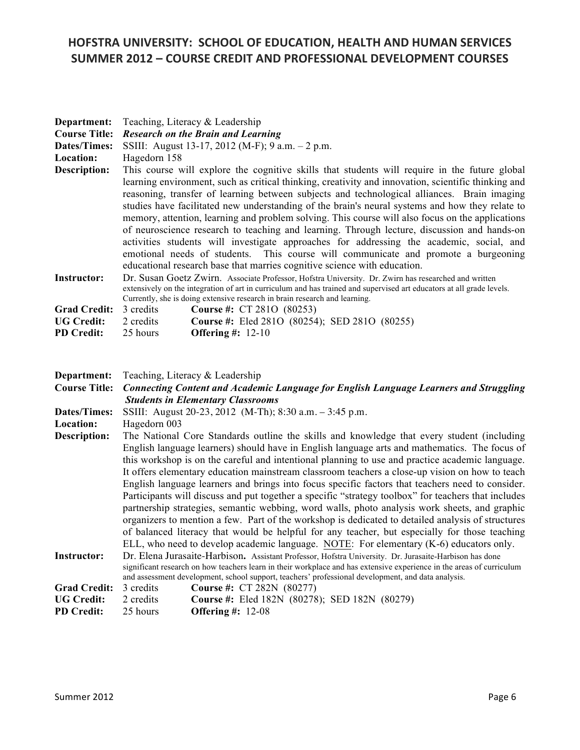# HOFSTRA UNIVERSITY: SCHOOL OF EDUCATION, HEALTH AND HUMAN SERVICES
## SUMMER 2012 – COURSE CREDIT AND PROFESSIONAL DEVELOPMENT COURSES

**Department:** Teaching, Literacy & Leadership
**Course Title:** ***Research on the Brain and Learning***
**Dates/Times:** SSIII: August 13-17, 2012 (M-F); 9 a.m. – 2 p.m.
**Location:** Hagedorn 158
**Description:** This course will explore the cognitive skills that students will require in the future global learning environment, such as critical thinking, creativity and innovation, scientific thinking and reasoning, transfer of learning between subjects and technological alliances. Brain imaging studies have facilitated new understanding of the brain's neural systems and how they relate to memory, attention, learning and problem solving. This course will also focus on the applications of neuroscience research to teaching and learning. Through lecture, discussion and hands-on activities students will investigate approaches for addressing the academic, social, and emotional needs of students. This course will communicate and promote a burgeoning educational research base that marries cognitive science with education.
**Instructor:** Dr. Susan Goetz Zwirn. Associate Professor, Hofstra University. Dr. Zwirn has researched and written extensively on the integration of art in curriculum and has trained and supervised art educators at all grade levels. Currently, she is doing extensive research in brain research and learning.
**Grad Credit:** 3 credits **Course #:** CT 281O (80253)
**UG Credit:** 2 credits **Course #:** Eled 281O (80254); SED 281O (80255)
**PD Credit:** 25 hours **Offering #:** 12-10

**Department:** Teaching, Literacy & Leadership
**Course Title:** ***Connecting Content and Academic Language for English Language Learners and Struggling Students in Elementary Classrooms***
**Dates/Times:** SSIII: August 20-23, 2012 (M-Th); 8:30 a.m. – 3:45 p.m.
**Location:** Hagedorn 003
**Description:** The National Core Standards outline the skills and knowledge that every student (including English language learners) should have in English language arts and mathematics. The focus of this workshop is on the careful and intentional planning to use and practice academic language. It offers elementary education mainstream classroom teachers a close-up vision on how to teach English language learners and brings into focus specific factors that teachers need to consider. Participants will discuss and put together a specific "strategy toolbox" for teachers that includes partnership strategies, semantic webbing, word walls, photo analysis work sheets, and graphic organizers to mention a few. Part of the workshop is dedicated to detailed analysis of structures of balanced literacy that would be helpful for any teacher, but especially for those teaching ELL, who need to develop academic language. <u>NOTE</u>: For elementary (K-6) educators only.
**Instructor:** Dr. Elena Jurasaite-Harbison**.** Assistant Professor, Hofstra University. Dr. Jurasaite-Harbison has done significant research on how teachers learn in their workplace and has extensive experience in the areas of curriculum and assessment development, school support, teachers' professional development, and data analysis.
**Grad Credit:** 3 credits **Course #:** CT 282N (80277)
**UG Credit:** 2 credits **Course #:** Eled 182N (80278); SED 182N (80279)
**PD Credit:** 25 hours **Offering #:** 12-08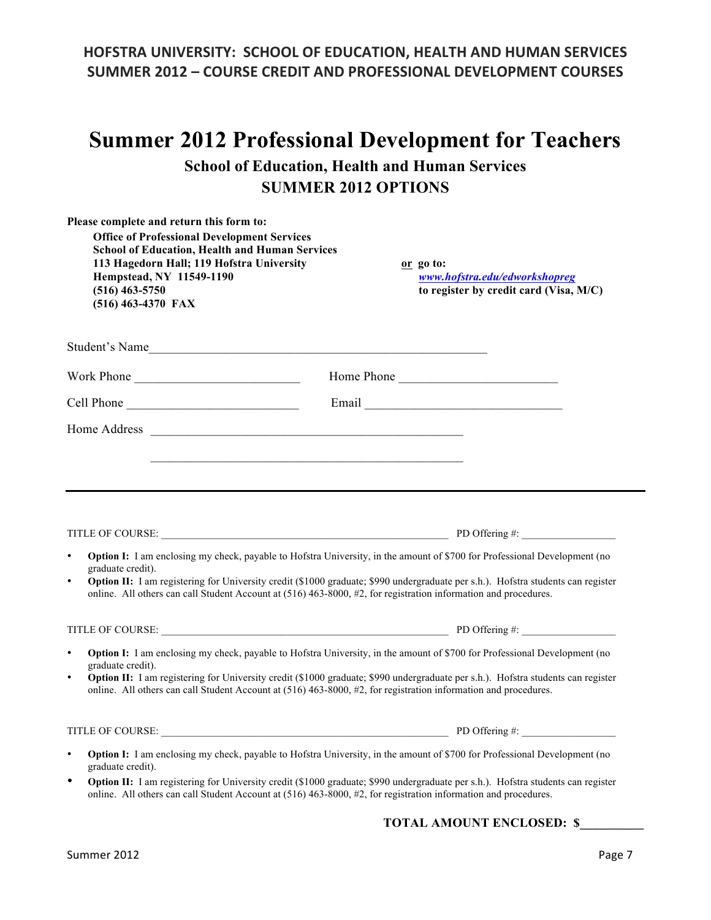HOFSTRA UNIVERSITY: SCHOOL OF EDUCATION, HEALTH AND HUMAN SERVICES
SUMMER 2012 – COURSE CREDIT AND PROFESSIONAL DEVELOPMENT COURSES

# Summer 2012 Professional Development for Teachers

## School of Education, Health and Human Services

## SUMMER 2012 OPTIONS

**Please complete and return this form to:**

**Office of Professional Development Services**
**School of Education, Health and Human Services**
**113 Hagedorn Hall; 119 Hofstra University**
**Hempstead, NY 11549-1190**
**(516) 463-5750**
**(516) 463-4370 FAX**

**or go to:**
***www.hofstra.edu/edworkshopreg***
**to register by credit card (Visa, M/C)**

Student's Name_____________________________________________________

Work Phone _________________________ Home Phone ________________________

Cell Phone __________________________ Email ______________________________

Home Address _______________________________________________

_______________________________________________

---

TITLE OF COURSE: ____________________________________________ PD Offering #: ________________

- **Option I:** I am enclosing my check, payable to Hofstra University, in the amount of $700 for Professional Development (no graduate credit).
- **Option II:** I am registering for University credit ($1000 graduate; $990 undergraduate per s.h.). Hofstra students can register online. All others can call Student Account at (516) 463-8000, #2, for registration information and procedures.

TITLE OF COURSE: ____________________________________________ PD Offering #: ________________

- **Option I:** I am enclosing my check, payable to Hofstra University, in the amount of $700 for Professional Development (no graduate credit).
- **Option II:** I am registering for University credit ($1000 graduate; $990 undergraduate per s.h.). Hofstra students can register online. All others can call Student Account at (516) 463-8000, #2, for registration information and procedures.

TITLE OF COURSE: ____________________________________________ PD Offering #: ________________

- **Option I:** I am enclosing my check, payable to Hofstra University, in the amount of $700 for Professional Development (no graduate credit).
- **Option II:** I am registering for University credit ($1000 graduate; $990 undergraduate per s.h.). Hofstra students can register online. All others can call Student Account at (516) 463-8000, #2, for registration information and procedures.

**TOTAL AMOUNT ENCLOSED: $__________**